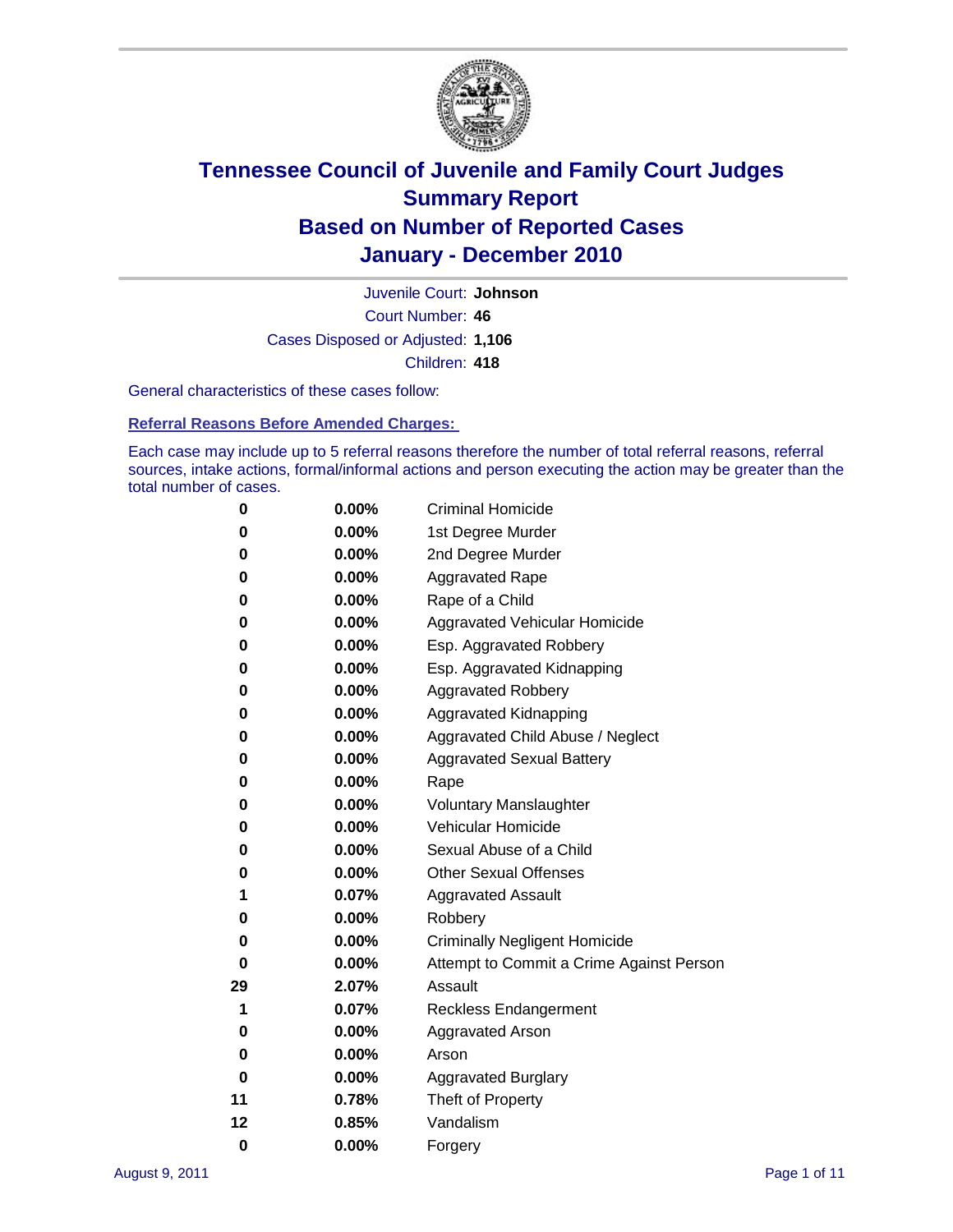# Tennessee Council of Juvenile and Family Court Judges
## Summary Report
## Based on Number of Reported Cases
## January - December 2010

Juvenile Court: **Johnson**
Court Number: **46**
Cases Disposed or Adjusted: **1,106**
Children: **418**

General characteristics of these cases follow:

### Referral Reasons Before Amended Charges:

Each case may include up to 5 referral reasons therefore the number of total referral reasons, referral sources, intake actions, formal/informal actions and person executing the action may be greater than the total number of cases.

| Count | Percent | Referral Reason |
|---|---|---|
| 0 | 0.00% | Criminal Homicide |
| 0 | 0.00% | 1st Degree Murder |
| 0 | 0.00% | 2nd Degree Murder |
| 0 | 0.00% | Aggravated Rape |
| 0 | 0.00% | Rape of a Child |
| 0 | 0.00% | Aggravated Vehicular Homicide |
| 0 | 0.00% | Esp. Aggravated Robbery |
| 0 | 0.00% | Esp. Aggravated Kidnapping |
| 0 | 0.00% | Aggravated Robbery |
| 0 | 0.00% | Aggravated Kidnapping |
| 0 | 0.00% | Aggravated Child Abuse / Neglect |
| 0 | 0.00% | Aggravated Sexual Battery |
| 0 | 0.00% | Rape |
| 0 | 0.00% | Voluntary Manslaughter |
| 0 | 0.00% | Vehicular Homicide |
| 0 | 0.00% | Sexual Abuse of a Child |
| 0 | 0.00% | Other Sexual Offenses |
| 1 | 0.07% | Aggravated Assault |
| 0 | 0.00% | Robbery |
| 0 | 0.00% | Criminally Negligent Homicide |
| 0 | 0.00% | Attempt to Commit a Crime Against Person |
| 29 | 2.07% | Assault |
| 1 | 0.07% | Reckless Endangerment |
| 0 | 0.00% | Aggravated Arson |
| 0 | 0.00% | Arson |
| 0 | 0.00% | Aggravated Burglary |
| 11 | 0.78% | Theft of Property |
| 12 | 0.85% | Vandalism |
| 0 | 0.00% | Forgery |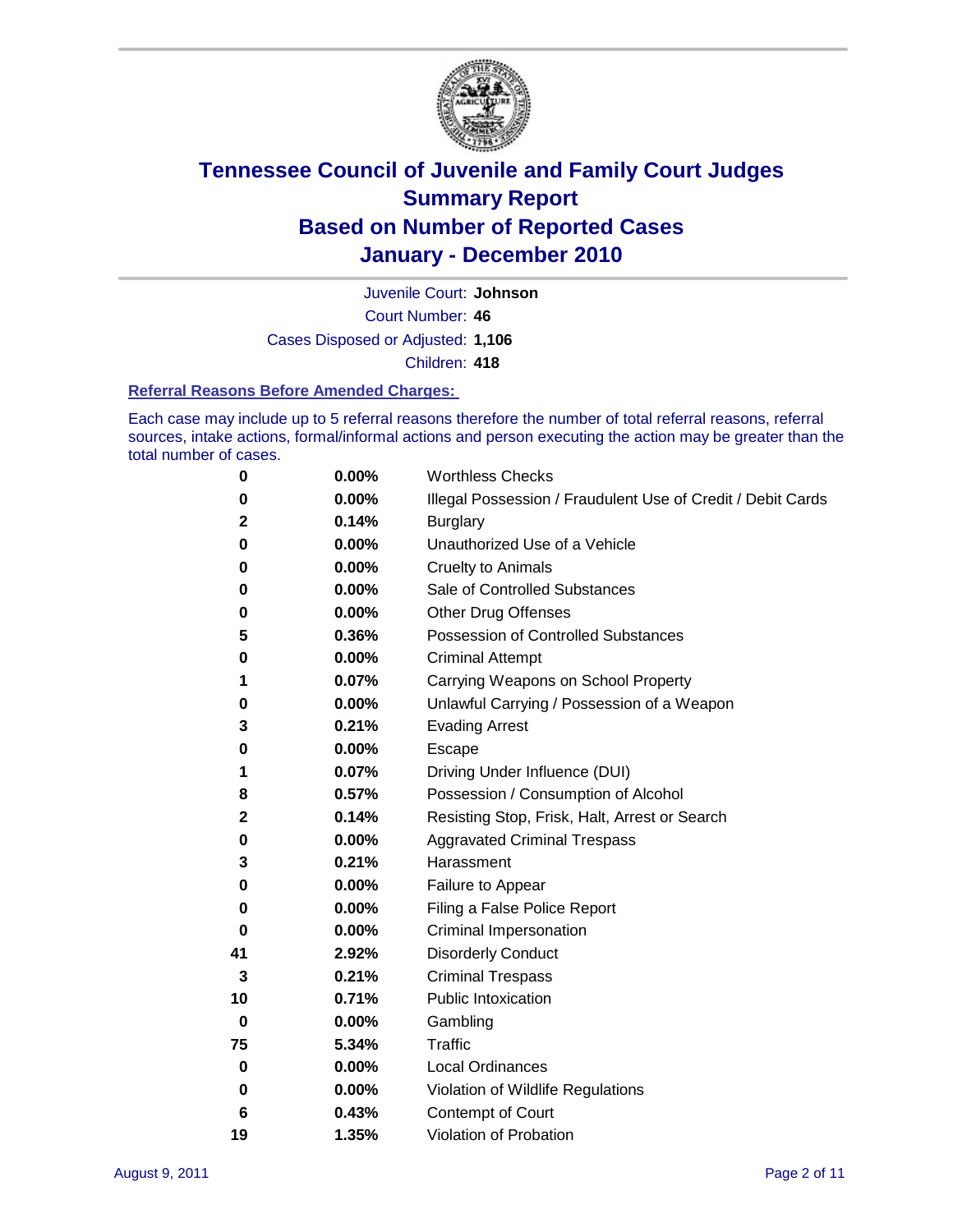# Tennessee Council of Juvenile and Family Court Judges
# Summary Report
# Based on Number of Reported Cases
# January - December 2010

Juvenile Court: **Johnson**
Court Number: **46**
Cases Disposed or Adjusted: **1,106**
Children: **418**

## Referral Reasons Before Amended Charges:

Each case may include up to 5 referral reasons therefore the number of total referral reasons, referral sources, intake actions, formal/informal actions and person executing the action may be greater than the total number of cases.

| Count | Percent | Referral Reason |
|---|---|---|
| 0 | 0.00% | Worthless Checks |
| 0 | 0.00% | Illegal Possession / Fraudulent Use of Credit / Debit Cards |
| 2 | 0.14% | Burglary |
| 0 | 0.00% | Unauthorized Use of a Vehicle |
| 0 | 0.00% | Cruelty to Animals |
| 0 | 0.00% | Sale of Controlled Substances |
| 0 | 0.00% | Other Drug Offenses |
| 5 | 0.36% | Possession of Controlled Substances |
| 0 | 0.00% | Criminal Attempt |
| 1 | 0.07% | Carrying Weapons on School Property |
| 0 | 0.00% | Unlawful Carrying / Possession of a Weapon |
| 3 | 0.21% | Evading Arrest |
| 0 | 0.00% | Escape |
| 1 | 0.07% | Driving Under Influence (DUI) |
| 8 | 0.57% | Possession / Consumption of Alcohol |
| 2 | 0.14% | Resisting Stop, Frisk, Halt, Arrest or Search |
| 0 | 0.00% | Aggravated Criminal Trespass |
| 3 | 0.21% | Harassment |
| 0 | 0.00% | Failure to Appear |
| 0 | 0.00% | Filing a False Police Report |
| 0 | 0.00% | Criminal Impersonation |
| 41 | 2.92% | Disorderly Conduct |
| 3 | 0.21% | Criminal Trespass |
| 10 | 0.71% | Public Intoxication |
| 0 | 0.00% | Gambling |
| 75 | 5.34% | Traffic |
| 0 | 0.00% | Local Ordinances |
| 0 | 0.00% | Violation of Wildlife Regulations |
| 6 | 0.43% | Contempt of Court |
| 19 | 1.35% | Violation of Probation |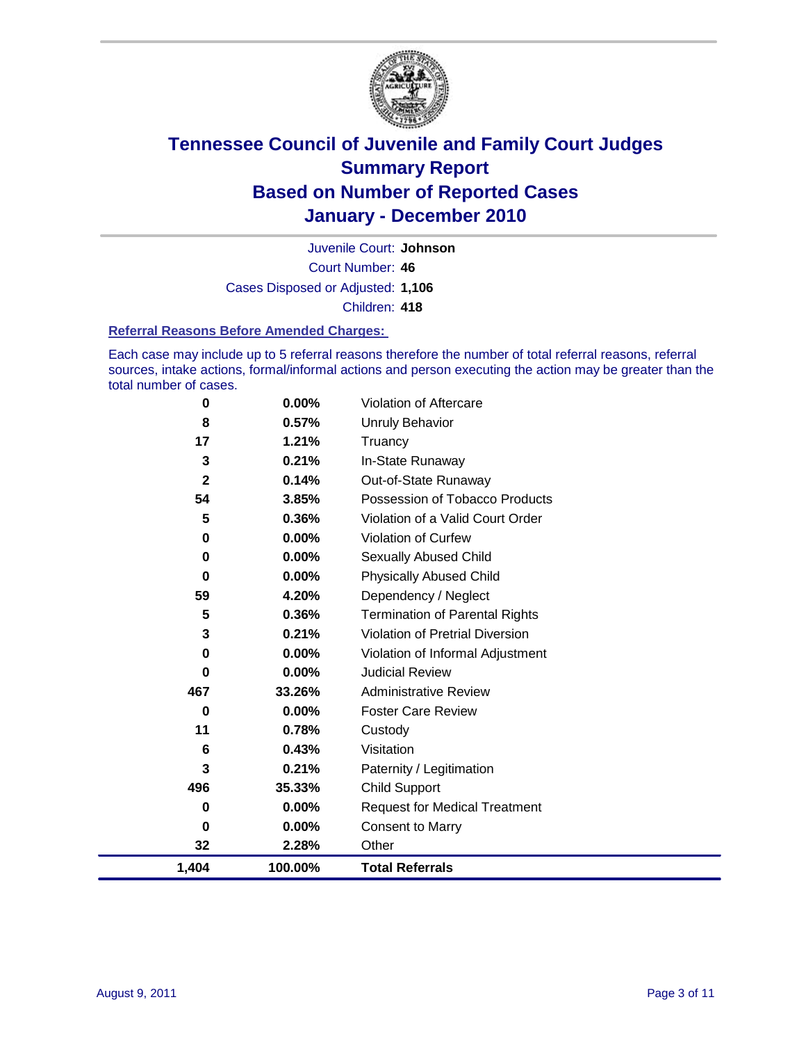# Tennessee Council of Juvenile and Family Court Judges
## Summary Report
## Based on Number of Reported Cases
## January - December 2010

Juvenile Court: **Johnson**

Court Number: **46**

Cases Disposed or Adjusted: **1,106**

Children: **418**

### Referral Reasons Before Amended Charges:

Each case may include up to 5 referral reasons therefore the number of total referral reasons, referral sources, intake actions, formal/informal actions and person executing the action may be greater than the total number of cases.

| Count | Percent | Referral Reason |
|---|---|---|
| 0 | 0.00% | Violation of Aftercare |
| 8 | 0.57% | Unruly Behavior |
| 17 | 1.21% | Truancy |
| 3 | 0.21% | In-State Runaway |
| 2 | 0.14% | Out-of-State Runaway |
| 54 | 3.85% | Possession of Tobacco Products |
| 5 | 0.36% | Violation of a Valid Court Order |
| 0 | 0.00% | Violation of Curfew |
| 0 | 0.00% | Sexually Abused Child |
| 0 | 0.00% | Physically Abused Child |
| 59 | 4.20% | Dependency / Neglect |
| 5 | 0.36% | Termination of Parental Rights |
| 3 | 0.21% | Violation of Pretrial Diversion |
| 0 | 0.00% | Violation of Informal Adjustment |
| 0 | 0.00% | Judicial Review |
| 467 | 33.26% | Administrative Review |
| 0 | 0.00% | Foster Care Review |
| 11 | 0.78% | Custody |
| 6 | 0.43% | Visitation |
| 3 | 0.21% | Paternity / Legitimation |
| 496 | 35.33% | Child Support |
| 0 | 0.00% | Request for Medical Treatment |
| 0 | 0.00% | Consent to Marry |
| 32 | 2.28% | Other |
| **1,404** | **100.00%** | **Total Referrals** |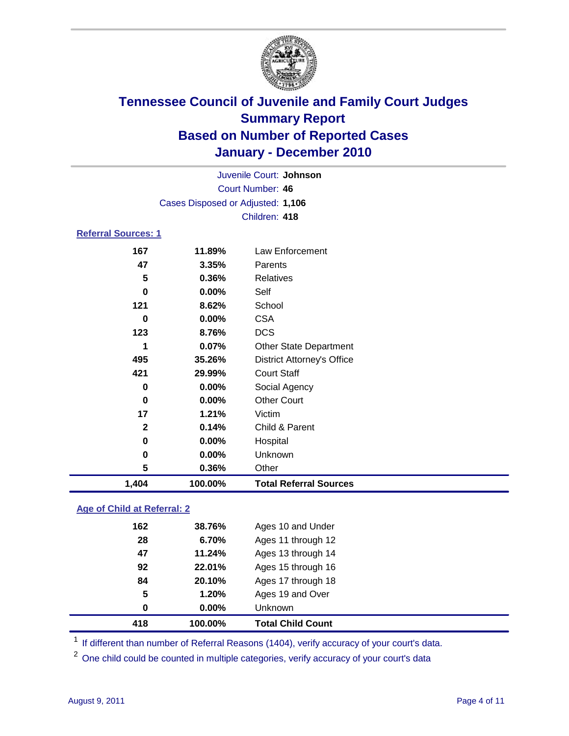# Tennessee Council of Juvenile and Family Court Judges
## Summary Report
## Based on Number of Reported Cases
## January - December 2010

Juvenile Court: **Johnson**
Court Number: **46**
Cases Disposed or Adjusted: **1,106**
Children: **418**

### Referral Sources: 1

| | | |
|---|---|---|
| 167 | 11.89% | Law Enforcement |
| 47 | 3.35% | Parents |
| 5 | 0.36% | Relatives |
| 0 | 0.00% | Self |
| 121 | 8.62% | School |
| 0 | 0.00% | CSA |
| 123 | 8.76% | DCS |
| 1 | 0.07% | Other State Department |
| 495 | 35.26% | District Attorney's Office |
| 421 | 29.99% | Court Staff |
| 0 | 0.00% | Social Agency |
| 0 | 0.00% | Other Court |
| 17 | 1.21% | Victim |
| 2 | 0.14% | Child & Parent |
| 0 | 0.00% | Hospital |
| 0 | 0.00% | Unknown |
| 5 | 0.36% | Other |
| **1,404** | **100.00%** | **Total Referral Sources** |

### Age of Child at Referral: 2

| | | |
|---|---|---|
| 162 | 38.76% | Ages 10 and Under |
| 28 | 6.70% | Ages 11 through 12 |
| 47 | 11.24% | Ages 13 through 14 |
| 92 | 22.01% | Ages 15 through 16 |
| 84 | 20.10% | Ages 17 through 18 |
| 5 | 1.20% | Ages 19 and Over |
| 0 | 0.00% | Unknown |
| **418** | **100.00%** | **Total Child Count** |

[1] If different than number of Referral Reasons (1404), verify accuracy of your court's data.

[2] One child could be counted in multiple categories, verify accuracy of your court's data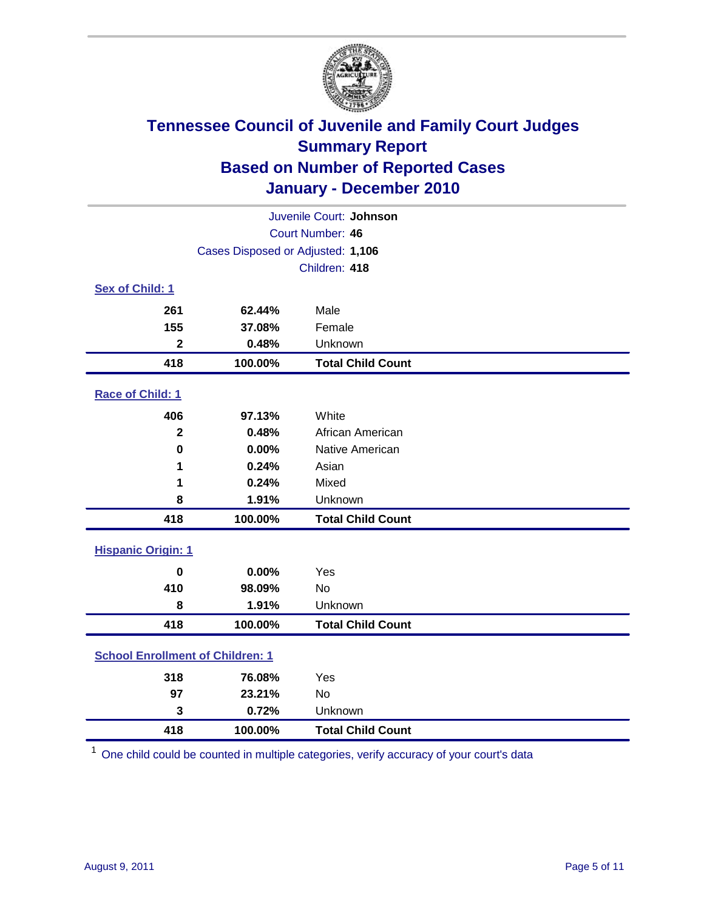# Tennessee Council of Juvenile and Family Court Judges
## Summary Report
## Based on Number of Reported Cases
## January - December 2010

Juvenile Court: **Johnson**
Court Number: **46**
Cases Disposed or Adjusted: **1,106**
Children: **418**

### Sex of Child: 1

| Count | Percent | Category |
|---|---|---|
| 261 | 62.44% | Male |
| 155 | 37.08% | Female |
| 2 | 0.48% | Unknown |
| **418** | **100.00%** | **Total Child Count** |

### Race of Child: 1

| Count | Percent | Category |
|---|---|---|
| 406 | 97.13% | White |
| 2 | 0.48% | African American |
| 0 | 0.00% | Native American |
| 1 | 0.24% | Asian |
| 1 | 0.24% | Mixed |
| 8 | 1.91% | Unknown |
| **418** | **100.00%** | **Total Child Count** |

### Hispanic Origin: 1

| Count | Percent | Category |
|---|---|---|
| 0 | 0.00% | Yes |
| 410 | 98.09% | No |
| 8 | 1.91% | Unknown |
| **418** | **100.00%** | **Total Child Count** |

### School Enrollment of Children: 1

| Count | Percent | Category |
|---|---|---|
| 318 | 76.08% | Yes |
| 97 | 23.21% | No |
| 3 | 0.72% | Unknown |
| **418** | **100.00%** | **Total Child Count** |

[1] One child could be counted in multiple categories, verify accuracy of your court's data

August 9, 2011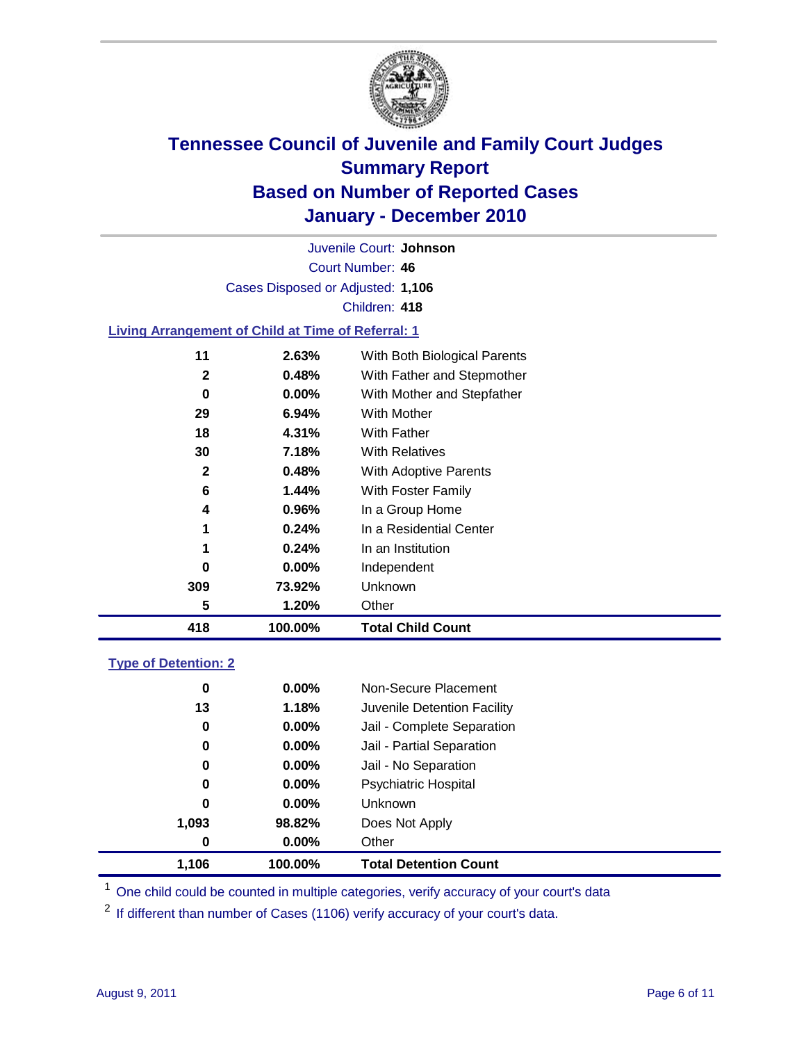# Tennessee Council of Juvenile and Family Court Judges
## Summary Report
## Based on Number of Reported Cases
## January - December 2010

Juvenile Court: **Johnson**
Court Number: **46**
Cases Disposed or Adjusted: **1,106**
Children: **418**

### Living Arrangement of Child at Time of Referral: 1

| Count | Percent | Category |
|---|---|---|
| 11 | 2.63% | With Both Biological Parents |
| 2 | 0.48% | With Father and Stepmother |
| 0 | 0.00% | With Mother and Stepfather |
| 29 | 6.94% | With Mother |
| 18 | 4.31% | With Father |
| 30 | 7.18% | With Relatives |
| 2 | 0.48% | With Adoptive Parents |
| 6 | 1.44% | With Foster Family |
| 4 | 0.96% | In a Group Home |
| 1 | 0.24% | In a Residential Center |
| 1 | 0.24% | In an Institution |
| 0 | 0.00% | Independent |
| 309 | 73.92% | Unknown |
| 5 | 1.20% | Other |
| **418** | **100.00%** | **Total Child Count** |

### Type of Detention: 2

| Count | Percent | Category |
|---|---|---|
| 0 | 0.00% | Non-Secure Placement |
| 13 | 1.18% | Juvenile Detention Facility |
| 0 | 0.00% | Jail - Complete Separation |
| 0 | 0.00% | Jail - Partial Separation |
| 0 | 0.00% | Jail - No Separation |
| 0 | 0.00% | Psychiatric Hospital |
| 0 | 0.00% | Unknown |
| 1,093 | 98.82% | Does Not Apply |
| 0 | 0.00% | Other |
| **1,106** | **100.00%** | **Total Detention Count** |

[1] One child could be counted in multiple categories, verify accuracy of your court's data

[2] If different than number of Cases (1106) verify accuracy of your court's data.

August 9, 2011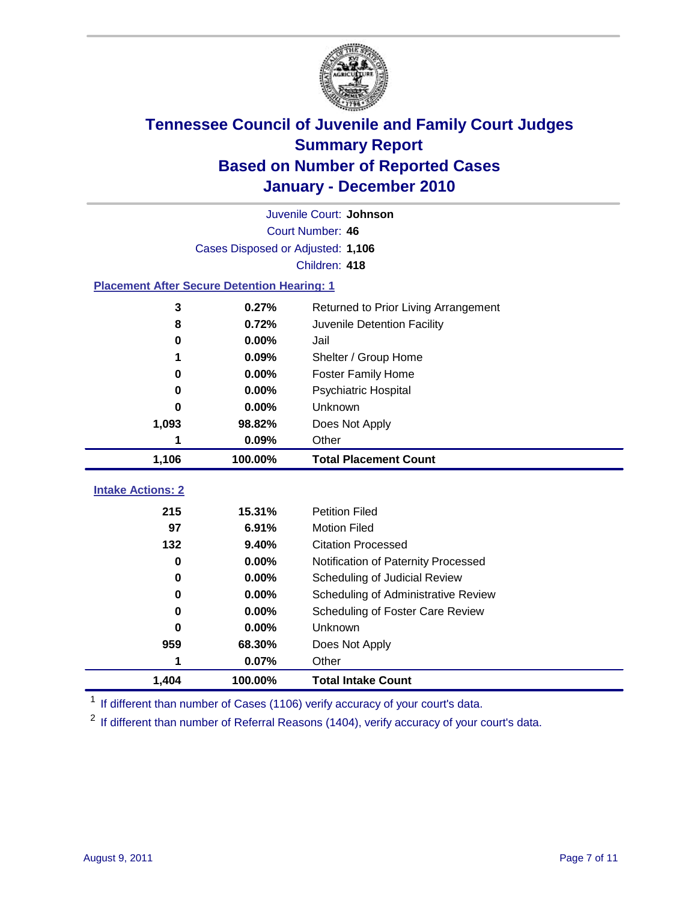# Tennessee Council of Juvenile and Family Court Judges
## Summary Report
## Based on Number of Reported Cases
## January - December 2010

Juvenile Court: **Johnson**
Court Number: **46**
Cases Disposed or Adjusted: **1,106**
Children: **418**

### Placement After Secure Detention Hearing: 1

| Count | Percent | Placement |
|---|---|---|
| 3 | 0.27% | Returned to Prior Living Arrangement |
| 8 | 0.72% | Juvenile Detention Facility |
| 0 | 0.00% | Jail |
| 1 | 0.09% | Shelter / Group Home |
| 0 | 0.00% | Foster Family Home |
| 0 | 0.00% | Psychiatric Hospital |
| 0 | 0.00% | Unknown |
| 1,093 | 98.82% | Does Not Apply |
| 1 | 0.09% | Other |
| **1,106** | **100.00%** | **Total Placement Count** |

### Intake Actions: 2

| Count | Percent | Intake Action |
|---|---|---|
| 215 | 15.31% | Petition Filed |
| 97 | 6.91% | Motion Filed |
| 132 | 9.40% | Citation Processed |
| 0 | 0.00% | Notification of Paternity Processed |
| 0 | 0.00% | Scheduling of Judicial Review |
| 0 | 0.00% | Scheduling of Administrative Review |
| 0 | 0.00% | Scheduling of Foster Care Review |
| 0 | 0.00% | Unknown |
| 959 | 68.30% | Does Not Apply |
| 1 | 0.07% | Other |
| **1,404** | **100.00%** | **Total Intake Count** |

[1] If different than number of Cases (1106) verify accuracy of your court's data.

[2] If different than number of Referral Reasons (1404), verify accuracy of your court's data.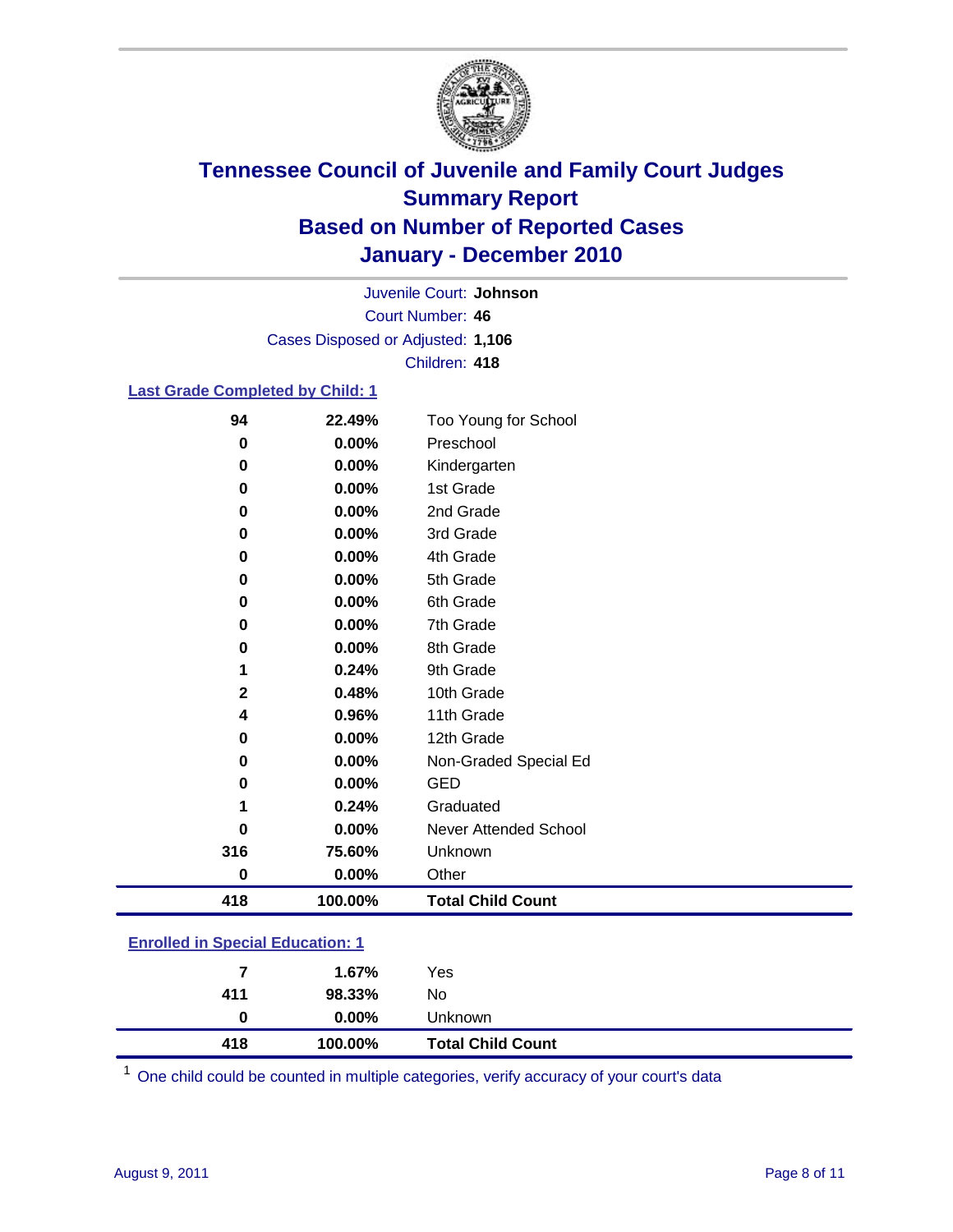# Tennessee Council of Juvenile and Family Court Judges
## Summary Report
## Based on Number of Reported Cases
## January - December 2010

Juvenile Court: **Johnson**
Court Number: **46**
Cases Disposed or Adjusted: **1,106**
Children: **418**

### Last Grade Completed by Child: 1

| Count | Percent | Category |
|---|---|---|
| 94 | 22.49% | Too Young for School |
| 0 | 0.00% | Preschool |
| 0 | 0.00% | Kindergarten |
| 0 | 0.00% | 1st Grade |
| 0 | 0.00% | 2nd Grade |
| 0 | 0.00% | 3rd Grade |
| 0 | 0.00% | 4th Grade |
| 0 | 0.00% | 5th Grade |
| 0 | 0.00% | 6th Grade |
| 0 | 0.00% | 7th Grade |
| 0 | 0.00% | 8th Grade |
| 1 | 0.24% | 9th Grade |
| 2 | 0.48% | 10th Grade |
| 4 | 0.96% | 11th Grade |
| 0 | 0.00% | 12th Grade |
| 0 | 0.00% | Non-Graded Special Ed |
| 0 | 0.00% | GED |
| 1 | 0.24% | Graduated |
| 0 | 0.00% | Never Attended School |
| 316 | 75.60% | Unknown |
| 0 | 0.00% | Other |
| **418** | **100.00%** | **Total Child Count** |

### Enrolled in Special Education: 1

| Count | Percent | Category |
|---|---|---|
| 7 | 1.67% | Yes |
| 411 | 98.33% | No |
| 0 | 0.00% | Unknown |
| **418** | **100.00%** | **Total Child Count** |

[1] One child could be counted in multiple categories, verify accuracy of your court's data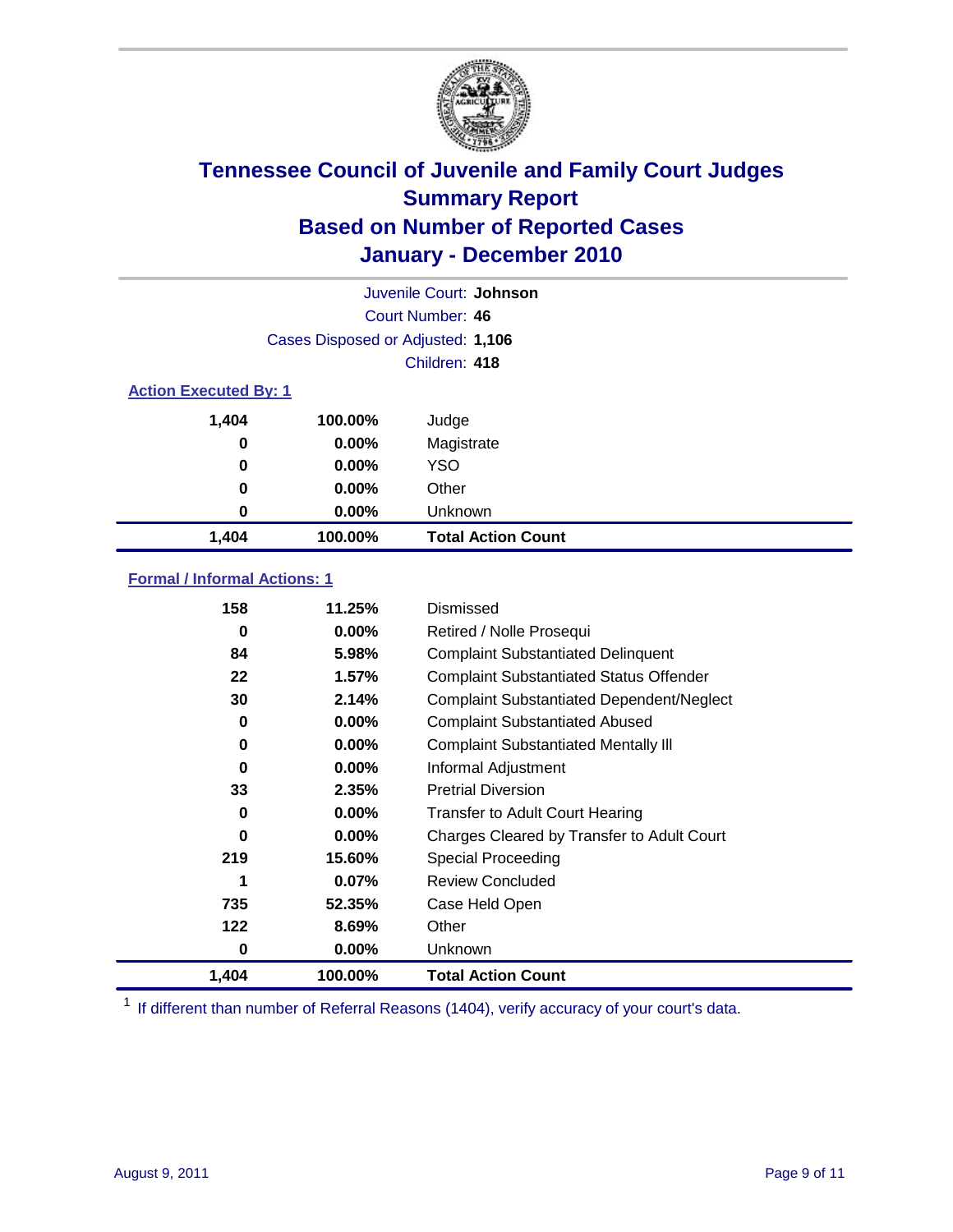# Tennessee Council of Juvenile and Family Court Judges
## Summary Report
## Based on Number of Reported Cases
## January - December 2010

Juvenile Court: **Johnson**

Court Number: **46**

Cases Disposed or Adjusted: **1,106**

Children: **418**

### Action Executed By: 1

| | | |
|---|---|---|
| 1,404 | 100.00% | Judge |
| 0 | 0.00% | Magistrate |
| 0 | 0.00% | YSO |
| 0 | 0.00% | Other |
| 0 | 0.00% | Unknown |
| **1,404** | **100.00%** | **Total Action Count** |

### Formal / Informal Actions: 1

| | | |
|---|---|---|
| 158 | 11.25% | Dismissed |
| 0 | 0.00% | Retired / Nolle Prosequi |
| 84 | 5.98% | Complaint Substantiated Delinquent |
| 22 | 1.57% | Complaint Substantiated Status Offender |
| 30 | 2.14% | Complaint Substantiated Dependent/Neglect |
| 0 | 0.00% | Complaint Substantiated Abused |
| 0 | 0.00% | Complaint Substantiated Mentally Ill |
| 0 | 0.00% | Informal Adjustment |
| 33 | 2.35% | Pretrial Diversion |
| 0 | 0.00% | Transfer to Adult Court Hearing |
| 0 | 0.00% | Charges Cleared by Transfer to Adult Court |
| 219 | 15.60% | Special Proceeding |
| 1 | 0.07% | Review Concluded |
| 735 | 52.35% | Case Held Open |
| 122 | 8.69% | Other |
| 0 | 0.00% | Unknown |
| **1,404** | **100.00%** | **Total Action Count** |

[1] If different than number of Referral Reasons (1404), verify accuracy of your court's data.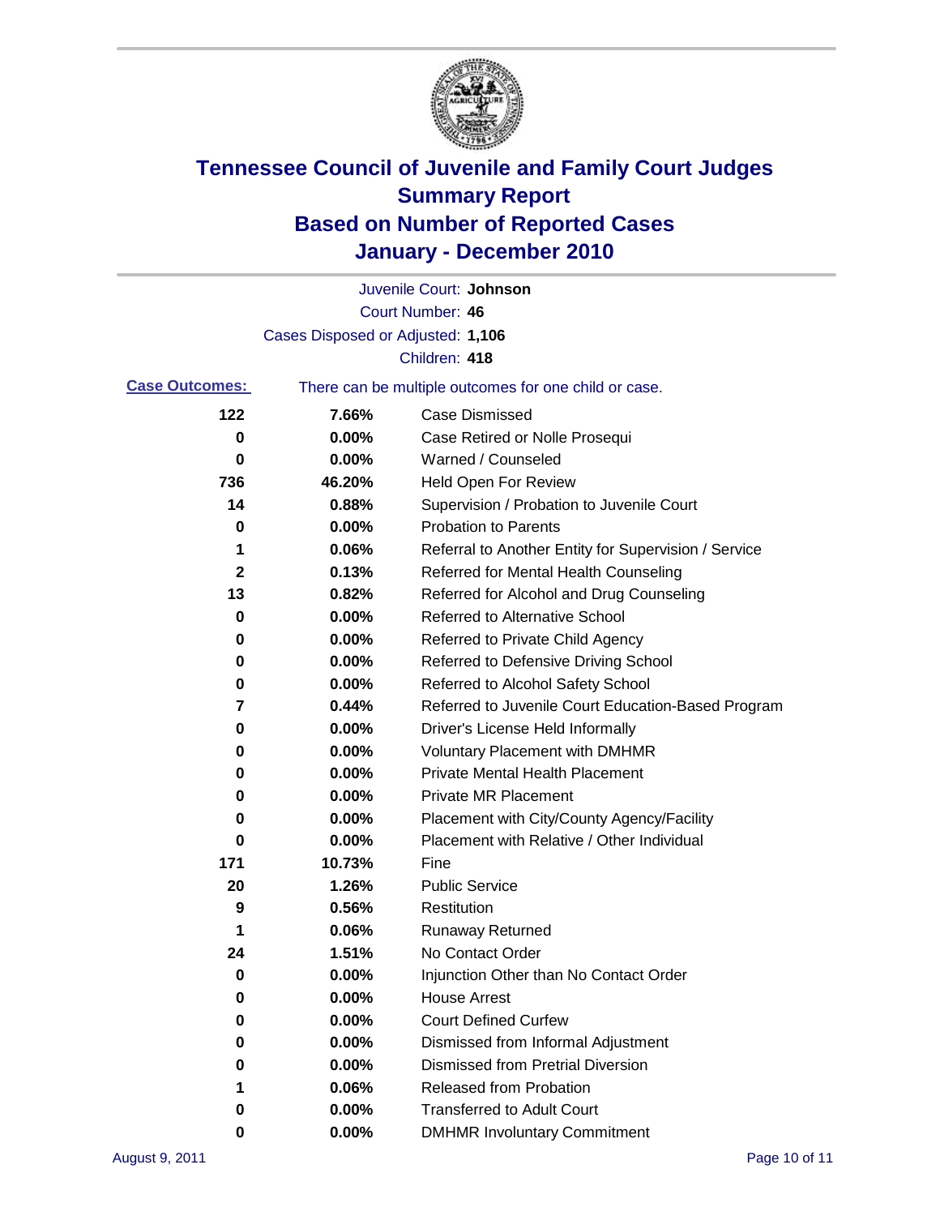# Tennessee Council of Juvenile and Family Court Judges
## Summary Report
## Based on Number of Reported Cases
## January - December 2010

Juvenile Court: **Johnson**

Court Number: **46**

Cases Disposed or Adjusted: **1,106**

Children: **418**

**Case Outcomes:** There can be multiple outcomes for one child or case.

| Count | Percent | Outcome |
|---|---|---|
| 122 | 7.66% | Case Dismissed |
| 0 | 0.00% | Case Retired or Nolle Prosequi |
| 0 | 0.00% | Warned / Counseled |
| 736 | 46.20% | Held Open For Review |
| 14 | 0.88% | Supervision / Probation to Juvenile Court |
| 0 | 0.00% | Probation to Parents |
| 1 | 0.06% | Referral to Another Entity for Supervision / Service |
| 2 | 0.13% | Referred for Mental Health Counseling |
| 13 | 0.82% | Referred for Alcohol and Drug Counseling |
| 0 | 0.00% | Referred to Alternative School |
| 0 | 0.00% | Referred to Private Child Agency |
| 0 | 0.00% | Referred to Defensive Driving School |
| 0 | 0.00% | Referred to Alcohol Safety School |
| 7 | 0.44% | Referred to Juvenile Court Education-Based Program |
| 0 | 0.00% | Driver's License Held Informally |
| 0 | 0.00% | Voluntary Placement with DMHMR |
| 0 | 0.00% | Private Mental Health Placement |
| 0 | 0.00% | Private MR Placement |
| 0 | 0.00% | Placement with City/County Agency/Facility |
| 0 | 0.00% | Placement with Relative / Other Individual |
| 171 | 10.73% | Fine |
| 20 | 1.26% | Public Service |
| 9 | 0.56% | Restitution |
| 1 | 0.06% | Runaway Returned |
| 24 | 1.51% | No Contact Order |
| 0 | 0.00% | Injunction Other than No Contact Order |
| 0 | 0.00% | House Arrest |
| 0 | 0.00% | Court Defined Curfew |
| 0 | 0.00% | Dismissed from Informal Adjustment |
| 0 | 0.00% | Dismissed from Pretrial Diversion |
| 1 | 0.06% | Released from Probation |
| 0 | 0.00% | Transferred to Adult Court |
| 0 | 0.00% | DMHMR Involuntary Commitment |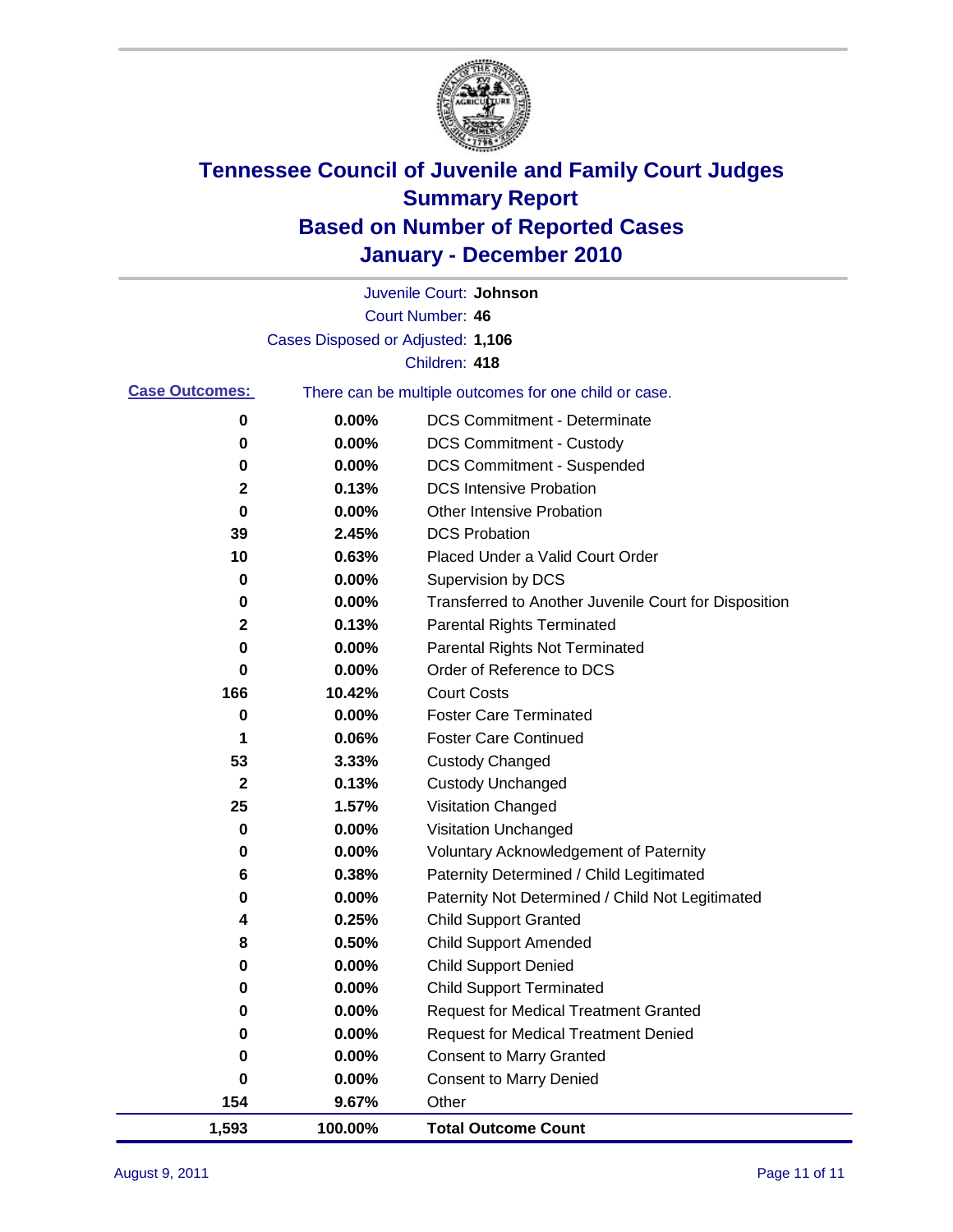# Tennessee Council of Juvenile and Family Court Judges
# Summary Report
# Based on Number of Reported Cases
# January - December 2010

Juvenile Court: **Johnson**

Court Number: **46**

Cases Disposed or Adjusted: **1,106**

Children: **418**

| Case Outcomes: | There can be multiple outcomes for one child or case. | |
|---|---|---|
| 0 | 0.00% | DCS Commitment - Determinate |
| 0 | 0.00% | DCS Commitment - Custody |
| 0 | 0.00% | DCS Commitment - Suspended |
| 2 | 0.13% | DCS Intensive Probation |
| 0 | 0.00% | Other Intensive Probation |
| 39 | 2.45% | DCS Probation |
| 10 | 0.63% | Placed Under a Valid Court Order |
| 0 | 0.00% | Supervision by DCS |
| 0 | 0.00% | Transferred to Another Juvenile Court for Disposition |
| 2 | 0.13% | Parental Rights Terminated |
| 0 | 0.00% | Parental Rights Not Terminated |
| 0 | 0.00% | Order of Reference to DCS |
| 166 | 10.42% | Court Costs |
| 0 | 0.00% | Foster Care Terminated |
| 1 | 0.06% | Foster Care Continued |
| 53 | 3.33% | Custody Changed |
| 2 | 0.13% | Custody Unchanged |
| 25 | 1.57% | Visitation Changed |
| 0 | 0.00% | Visitation Unchanged |
| 0 | 0.00% | Voluntary Acknowledgement of Paternity |
| 6 | 0.38% | Paternity Determined / Child Legitimated |
| 0 | 0.00% | Paternity Not Determined / Child Not Legitimated |
| 4 | 0.25% | Child Support Granted |
| 8 | 0.50% | Child Support Amended |
| 0 | 0.00% | Child Support Denied |
| 0 | 0.00% | Child Support Terminated |
| 0 | 0.00% | Request for Medical Treatment Granted |
| 0 | 0.00% | Request for Medical Treatment Denied |
| 0 | 0.00% | Consent to Marry Granted |
| 0 | 0.00% | Consent to Marry Denied |
| 154 | 9.67% | Other |
| **1,593** | **100.00%** | **Total Outcome Count** |